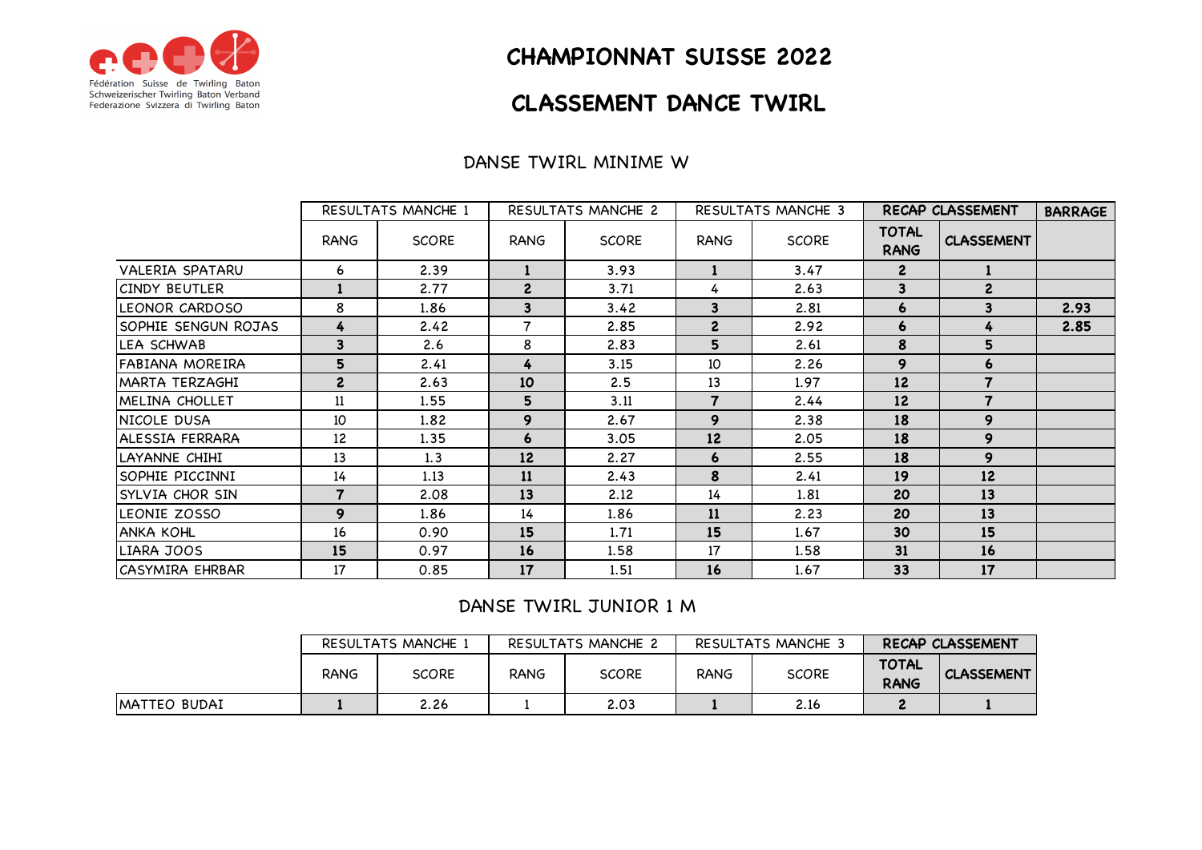Fédération Suisse de Twirling Baton
Schweizerischer Twirling Baton Verband
Federazione Svizzera di Twirling Baton

# CHAMPIONNAT SUISSE 2022

# CLASSEMENT DANCE TWIRL

## DANSE TWIRL MINIME W

| | RESULTATS MANCHE 1 | | RESULTATS MANCHE 2 | | RESULTATS MANCHE 3 | | RECAP CLASSEMENT | | BARRAGE |
|---|---|---|---|---|---|---|---|---|---|
| | RANG | SCORE | RANG | SCORE | RANG | SCORE | TOTAL RANG | CLASSEMENT | |
| VALERIA SPATARU | 6 | 2.39 | 1 | 3.93 | 1 | 3.47 | 2 | 1 | |
| CINDY BEUTLER | 1 | 2.77 | 2 | 3.71 | 4 | 2.63 | 3 | 2 | |
| LEONOR CARDOSO | 8 | 1.86 | 3 | 3.42 | 3 | 2.81 | 6 | 3 | 2.93 |
| SOPHIE SENGUN ROJAS | 4 | 2.42 | 7 | 2.85 | 2 | 2.92 | 6 | 4 | 2.85 |
| LEA SCHWAB | 3 | 2.6 | 8 | 2.83 | 5 | 2.61 | 8 | 5 | |
| FABIANA MOREIRA | 5 | 2.41 | 4 | 3.15 | 10 | 2.26 | 9 | 6 | |
| MARTA TERZAGHI | 2 | 2.63 | 10 | 2.5 | 13 | 1.97 | 12 | 7 | |
| MELINA CHOLLET | 11 | 1.55 | 5 | 3.11 | 7 | 2.44 | 12 | 7 | |
| NICOLE DUSA | 10 | 1.82 | 9 | 2.67 | 9 | 2.38 | 18 | 9 | |
| ALESSIA FERRARA | 12 | 1.35 | 6 | 3.05 | 12 | 2.05 | 18 | 9 | |
| LAYANNE CHIHI | 13 | 1.3 | 12 | 2.27 | 6 | 2.55 | 18 | 9 | |
| SOPHIE PICCINNI | 14 | 1.13 | 11 | 2.43 | 8 | 2.41 | 19 | 12 | |
| SYLVIA CHOR SIN | 7 | 2.08 | 13 | 2.12 | 14 | 1.81 | 20 | 13 | |
| LEONIE ZOSSO | 9 | 1.86 | 14 | 1.86 | 11 | 2.23 | 20 | 13 | |
| ANKA KOHL | 16 | 0.90 | 15 | 1.71 | 15 | 1.67 | 30 | 15 | |
| LIARA JOOS | 15 | 0.97 | 16 | 1.58 | 17 | 1.58 | 31 | 16 | |
| CASYMIRA EHRBAR | 17 | 0.85 | 17 | 1.51 | 16 | 1.67 | 33 | 17 | |

## DANSE TWIRL JUNIOR 1 M

| | RESULTATS MANCHE 1 | | RESULTATS MANCHE 2 | | RESULTATS MANCHE 3 | | RECAP CLASSEMENT | |
|---|---|---|---|---|---|---|---|---|
| | RANG | SCORE | RANG | SCORE | RANG | SCORE | TOTAL RANG | CLASSEMENT |
| MATTEO BUDAI | 1 | 2.26 | 1 | 2.03 | 1 | 2.16 | 2 | 1 |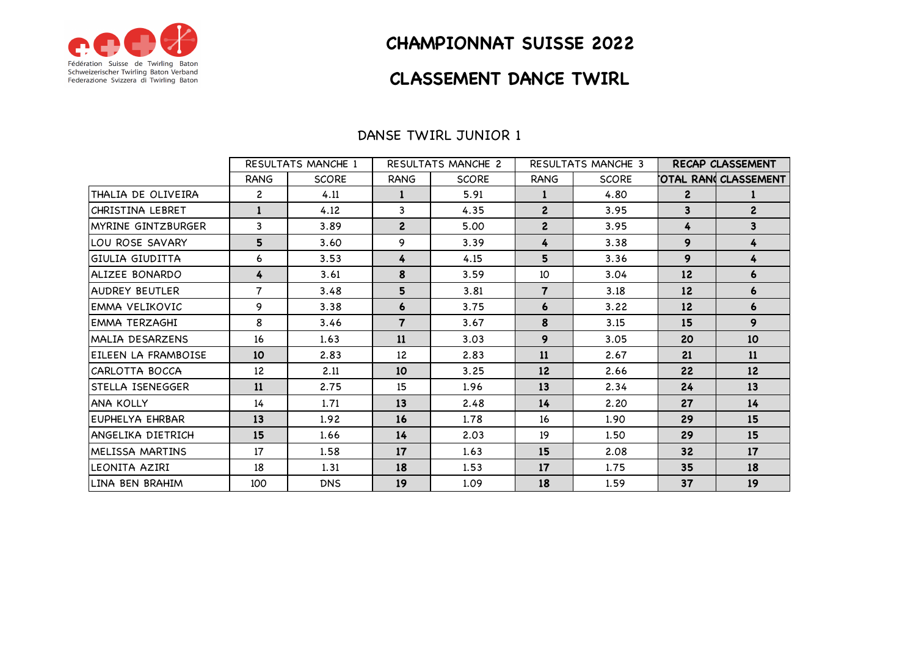Fédération Suisse de Twirling Baton
Schweizerischer Twirling Baton Verband
Federazione Svizzera di Twirling Baton

# CHAMPIONNAT SUISSE 2022

# CLASSEMENT DANCE TWIRL

## DANSE TWIRL JUNIOR 1

| | RESULTATS MANCHE 1 | | RESULTATS MANCHE 2 | | RESULTATS MANCHE 3 | | RECAP CLASSEMENT | |
|---|---|---|---|---|---|---|---|---|
| | RANG | SCORE | RANG | SCORE | RANG | SCORE | TOTAL RANG | CLASSEMENT |
| THALIA DE OLIVEIRA | 2 | 4.11 | 1 | 5.91 | 1 | 4.80 | 2 | 1 |
| CHRISTINA LEBRET | 1 | 4.12 | 3 | 4.35 | 2 | 3.95 | 3 | 2 |
| MYRINE GINTZBURGER | 3 | 3.89 | 2 | 5.00 | 2 | 3.95 | 4 | 3 |
| LOU ROSE SAVARY | 5 | 3.60 | 9 | 3.39 | 4 | 3.38 | 9 | 4 |
| GIULIA GIUDITTA | 6 | 3.53 | 4 | 4.15 | 5 | 3.36 | 9 | 4 |
| ALIZEE BONARDO | 4 | 3.61 | 8 | 3.59 | 10 | 3.04 | 12 | 6 |
| AUDREY BEUTLER | 7 | 3.48 | 5 | 3.81 | 7 | 3.18 | 12 | 6 |
| EMMA VELIKOVIC | 9 | 3.38 | 6 | 3.75 | 6 | 3.22 | 12 | 6 |
| EMMA TERZAGHI | 8 | 3.46 | 7 | 3.67 | 8 | 3.15 | 15 | 9 |
| MALIA DESARZENS | 16 | 1.63 | 11 | 3.03 | 9 | 3.05 | 20 | 10 |
| EILEEN LA FRAMBOISE | 10 | 2.83 | 12 | 2.83 | 11 | 2.67 | 21 | 11 |
| CARLOTTA BOCCA | 12 | 2.11 | 10 | 3.25 | 12 | 2.66 | 22 | 12 |
| STELLA ISENEGGER | 11 | 2.75 | 15 | 1.96 | 13 | 2.34 | 24 | 13 |
| ANA KOLLY | 14 | 1.71 | 13 | 2.48 | 14 | 2.20 | 27 | 14 |
| EUPHELYA EHRBAR | 13 | 1.92 | 16 | 1.78 | 16 | 1.90 | 29 | 15 |
| ANGELIKA DIETRICH | 15 | 1.66 | 14 | 2.03 | 19 | 1.50 | 29 | 15 |
| MELISSA MARTINS | 17 | 1.58 | 17 | 1.63 | 15 | 2.08 | 32 | 17 |
| LEONITA AZIRI | 18 | 1.31 | 18 | 1.53 | 17 | 1.75 | 35 | 18 |
| LINA BEN BRAHIM | 100 | DNS | 19 | 1.09 | 18 | 1.59 | 37 | 19 |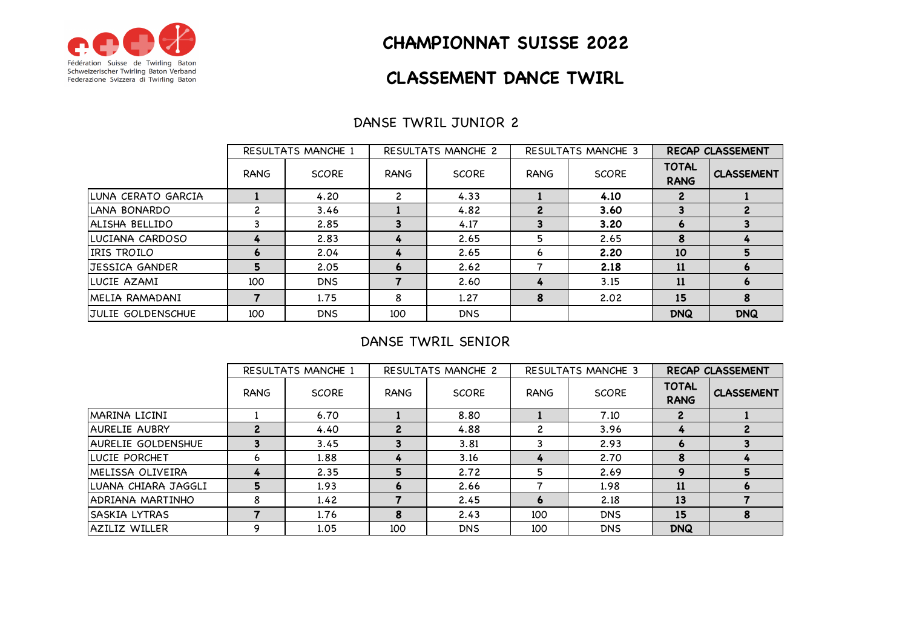Fédération Suisse de Twirling Baton
Schweizerischer Twirling Baton Verband
Federazione Svizzera di Twirling Baton

# CHAMPIONNAT SUISSE 2022

# CLASSEMENT DANCE TWIRL

## DANSE TWRIL JUNIOR 2

| | RESULTATS MANCHE 1 | | RESULTATS MANCHE 2 | | RESULTATS MANCHE 3 | | RECAP CLASSEMENT | |
|---|---|---|---|---|---|---|---|---|
| | RANG | SCORE | RANG | SCORE | RANG | SCORE | TOTAL RANG | CLASSEMENT |
| LUNA CERATO GARCIA | 1 | 4.20 | 2 | 4.33 | 1 | 4.10 | 2 | 1 |
| LANA BONARDO | 2 | 3.46 | 1 | 4.82 | 2 | 3.60 | 3 | 2 |
| ALISHA BELLIDO | 3 | 2.85 | 3 | 4.17 | 3 | 3.20 | 6 | 3 |
| LUCIANA CARDOSO | 4 | 2.83 | 4 | 2.65 | 5 | 2.65 | 8 | 4 |
| IRIS TROILO | 6 | 2.04 | 4 | 2.65 | 6 | 2.20 | 10 | 5 |
| JESSICA GANDER | 5 | 2.05 | 6 | 2.62 | 7 | 2.18 | 11 | 6 |
| LUCIE AZAMI | 100 | DNS | 7 | 2.60 | 4 | 3.15 | 11 | 6 |
| MELIA RAMADANI | 7 | 1.75 | 8 | 1.27 | 8 | 2.02 | 15 | 8 |
| JULIE GOLDENSCHUE | 100 | DNS | 100 | DNS | | | DNQ | DNQ |

## DANSE TWRIL SENIOR

| | RESULTATS MANCHE 1 | | RESULTATS MANCHE 2 | | RESULTATS MANCHE 3 | | RECAP CLASSEMENT | |
|---|---|---|---|---|---|---|---|---|
| | RANG | SCORE | RANG | SCORE | RANG | SCORE | TOTAL RANG | CLASSEMENT |
| MARINA LICINI | 1 | 6.70 | 1 | 8.80 | 1 | 7.10 | 2 | 1 |
| AURELIE AUBRY | 2 | 4.40 | 2 | 4.88 | 2 | 3.96 | 4 | 2 |
| AURELIE GOLDENSHUE | 3 | 3.45 | 3 | 3.81 | 3 | 2.93 | 6 | 3 |
| LUCIE PORCHET | 6 | 1.88 | 4 | 3.16 | 4 | 2.70 | 8 | 4 |
| MELISSA OLIVEIRA | 4 | 2.35 | 5 | 2.72 | 5 | 2.69 | 9 | 5 |
| LUANA CHIARA JAGGLI | 5 | 1.93 | 6 | 2.66 | 7 | 1.98 | 11 | 6 |
| ADRIANA MARTINHO | 8 | 1.42 | 7 | 2.45 | 6 | 2.18 | 13 | 7 |
| SASKIA LYTRAS | 7 | 1.76 | 8 | 2.43 | 100 | DNS | 15 | 8 |
| AZILIZ WILLER | 9 | 1.05 | 100 | DNS | 100 | DNS | DNQ | |